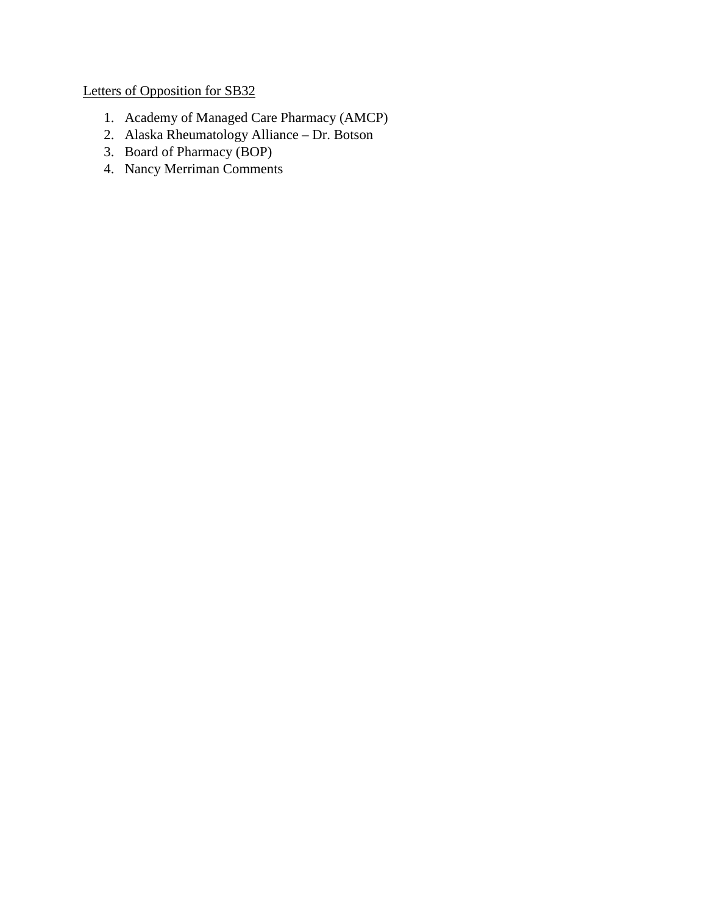Letters of Opposition for SB32

1. Academy of Managed Care Pharmacy (AMCP)
2. Alaska Rheumatology Alliance – Dr. Botson
3. Board of Pharmacy (BOP)
4. Nancy Merriman Comments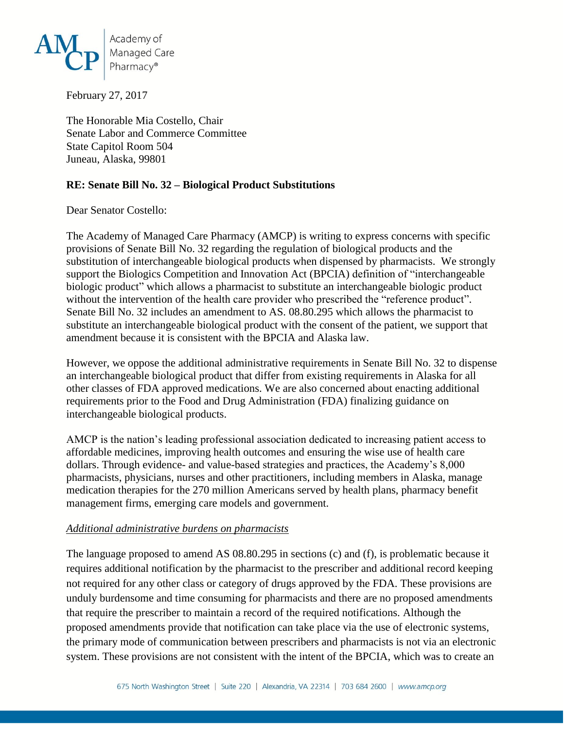February 27, 2017

The Honorable Mia Costello, Chair
Senate Labor and Commerce Committee
State Capitol Room 504
Juneau, Alaska, 99801

**RE: Senate Bill No. 32 – Biological Product Substitutions**

Dear Senator Costello:

The Academy of Managed Care Pharmacy (AMCP) is writing to express concerns with specific provisions of Senate Bill No. 32 regarding the regulation of biological products and the substitution of interchangeable biological products when dispensed by pharmacists. We strongly support the Biologics Competition and Innovation Act (BPCIA) definition of "interchangeable biologic product" which allows a pharmacist to substitute an interchangeable biologic product without the intervention of the health care provider who prescribed the "reference product". Senate Bill No. 32 includes an amendment to AS. 08.80.295 which allows the pharmacist to substitute an interchangeable biological product with the consent of the patient, we support that amendment because it is consistent with the BPCIA and Alaska law.

However, we oppose the additional administrative requirements in Senate Bill No. 32 to dispense an interchangeable biological product that differ from existing requirements in Alaska for all other classes of FDA approved medications. We are also concerned about enacting additional requirements prior to the Food and Drug Administration (FDA) finalizing guidance on interchangeable biological products.

AMCP is the nation's leading professional association dedicated to increasing patient access to affordable medicines, improving health outcomes and ensuring the wise use of health care dollars. Through evidence- and value-based strategies and practices, the Academy's 8,000 pharmacists, physicians, nurses and other practitioners, including members in Alaska, manage medication therapies for the 270 million Americans served by health plans, pharmacy benefit management firms, emerging care models and government.

*Additional administrative burdens on pharmacists*

The language proposed to amend AS 08.80.295 in sections (c) and (f), is problematic because it requires additional notification by the pharmacist to the prescriber and additional record keeping not required for any other class or category of drugs approved by the FDA. These provisions are unduly burdensome and time consuming for pharmacists and there are no proposed amendments that require the prescriber to maintain a record of the required notifications. Although the proposed amendments provide that notification can take place via the use of electronic systems, the primary mode of communication between prescribers and pharmacists is not via an electronic system. These provisions are not consistent with the intent of the BPCIA, which was to create an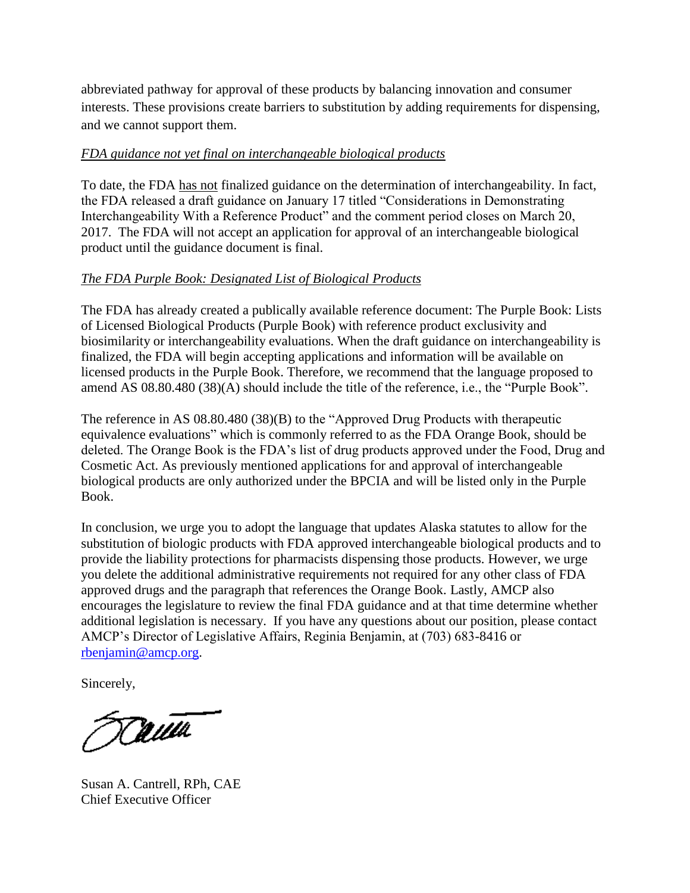abbreviated pathway for approval of these products by balancing innovation and consumer interests. These provisions create barriers to substitution by adding requirements for dispensing, and we cannot support them.

*FDA guidance not yet final on interchangeable biological products*

To date, the FDA has not finalized guidance on the determination of interchangeability. In fact, the FDA released a draft guidance on January 17 titled "Considerations in Demonstrating Interchangeability With a Reference Product" and the comment period closes on March 20, 2017. The FDA will not accept an application for approval of an interchangeable biological product until the guidance document is final.

*The FDA Purple Book: Designated List of Biological Products*

The FDA has already created a publically available reference document: The Purple Book: Lists of Licensed Biological Products (Purple Book) with reference product exclusivity and biosimilarity or interchangeability evaluations. When the draft guidance on interchangeability is finalized, the FDA will begin accepting applications and information will be available on licensed products in the Purple Book. Therefore, we recommend that the language proposed to amend AS 08.80.480 (38)(A) should include the title of the reference, i.e., the "Purple Book".

The reference in AS 08.80.480 (38)(B) to the "Approved Drug Products with therapeutic equivalence evaluations" which is commonly referred to as the FDA Orange Book, should be deleted. The Orange Book is the FDA's list of drug products approved under the Food, Drug and Cosmetic Act. As previously mentioned applications for and approval of interchangeable biological products are only authorized under the BPCIA and will be listed only in the Purple Book.

In conclusion, we urge you to adopt the language that updates Alaska statutes to allow for the substitution of biologic products with FDA approved interchangeable biological products and to provide the liability protections for pharmacists dispensing those products. However, we urge you delete the additional administrative requirements not required for any other class of FDA approved drugs and the paragraph that references the Orange Book. Lastly, AMCP also encourages the legislature to review the final FDA guidance and at that time determine whether additional legislation is necessary. If you have any questions about our position, please contact AMCP's Director of Legislative Affairs, Reginia Benjamin, at (703) 683-8416 or rbenjamin@amcp.org.

Sincerely,

Susan A. Cantrell, RPh, CAE
Chief Executive Officer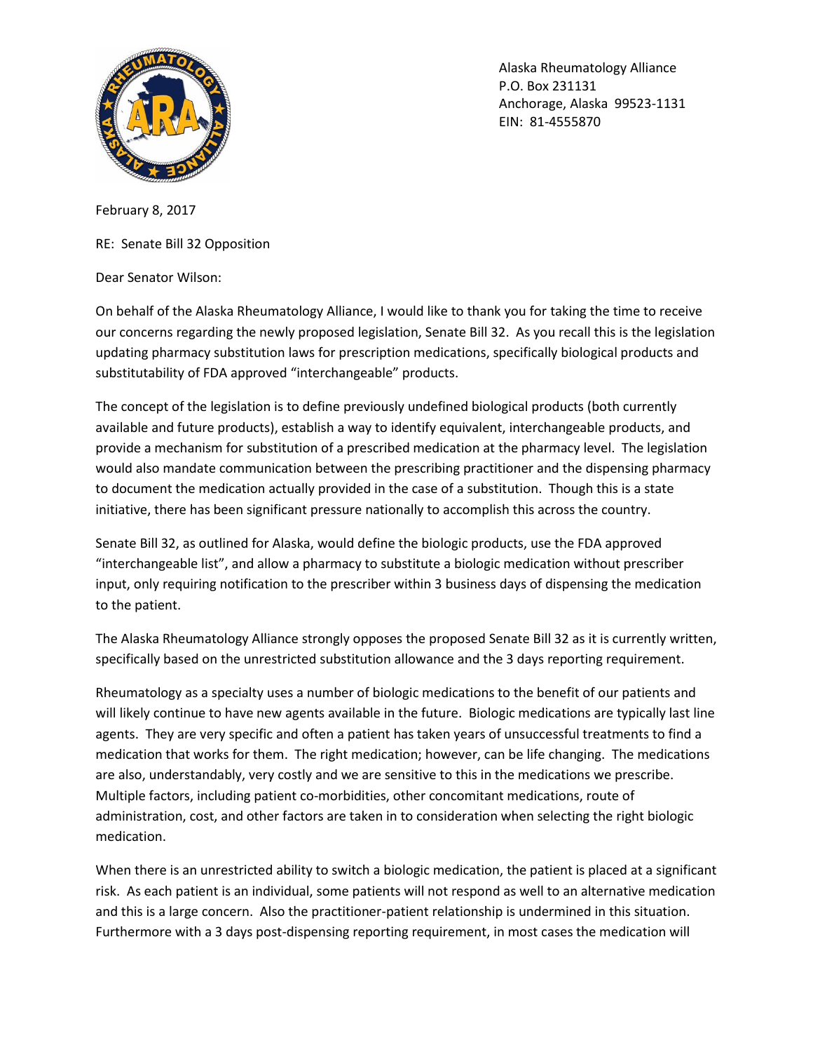Alaska Rheumatology Alliance
P.O. Box 231131
Anchorage, Alaska 99523-1131
EIN: 81-4555870

February 8, 2017

RE: Senate Bill 32 Opposition

Dear Senator Wilson:

On behalf of the Alaska Rheumatology Alliance, I would like to thank you for taking the time to receive our concerns regarding the newly proposed legislation, Senate Bill 32. As you recall this is the legislation updating pharmacy substitution laws for prescription medications, specifically biological products and substitutability of FDA approved "interchangeable" products.

The concept of the legislation is to define previously undefined biological products (both currently available and future products), establish a way to identify equivalent, interchangeable products, and provide a mechanism for substitution of a prescribed medication at the pharmacy level. The legislation would also mandate communication between the prescribing practitioner and the dispensing pharmacy to document the medication actually provided in the case of a substitution. Though this is a state initiative, there has been significant pressure nationally to accomplish this across the country.

Senate Bill 32, as outlined for Alaska, would define the biologic products, use the FDA approved "interchangeable list", and allow a pharmacy to substitute a biologic medication without prescriber input, only requiring notification to the prescriber within 3 business days of dispensing the medication to the patient.

The Alaska Rheumatology Alliance strongly opposes the proposed Senate Bill 32 as it is currently written, specifically based on the unrestricted substitution allowance and the 3 days reporting requirement.

Rheumatology as a specialty uses a number of biologic medications to the benefit of our patients and will likely continue to have new agents available in the future. Biologic medications are typically last line agents. They are very specific and often a patient has taken years of unsuccessful treatments to find a medication that works for them. The right medication; however, can be life changing. The medications are also, understandably, very costly and we are sensitive to this in the medications we prescribe. Multiple factors, including patient co-morbidities, other concomitant medications, route of administration, cost, and other factors are taken in to consideration when selecting the right biologic medication.

When there is an unrestricted ability to switch a biologic medication, the patient is placed at a significant risk. As each patient is an individual, some patients will not respond as well to an alternative medication and this is a large concern. Also the practitioner-patient relationship is undermined in this situation. Furthermore with a 3 days post-dispensing reporting requirement, in most cases the medication will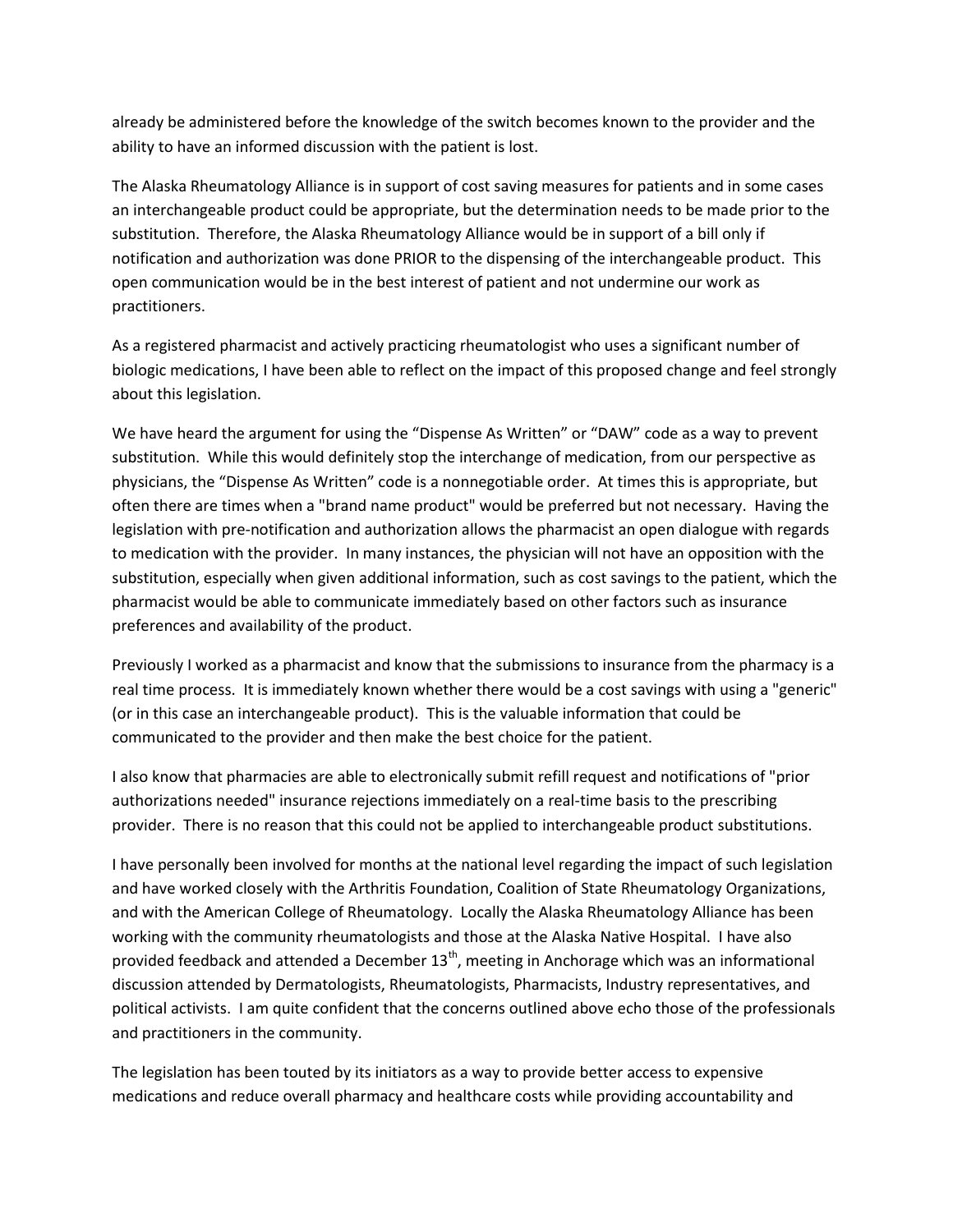already be administered before the knowledge of the switch becomes known to the provider and the ability to have an informed discussion with the patient is lost.

The Alaska Rheumatology Alliance is in support of cost saving measures for patients and in some cases an interchangeable product could be appropriate, but the determination needs to be made prior to the substitution. Therefore, the Alaska Rheumatology Alliance would be in support of a bill only if notification and authorization was done PRIOR to the dispensing of the interchangeable product. This open communication would be in the best interest of patient and not undermine our work as practitioners.

As a registered pharmacist and actively practicing rheumatologist who uses a significant number of biologic medications, I have been able to reflect on the impact of this proposed change and feel strongly about this legislation.

We have heard the argument for using the "Dispense As Written" or "DAW" code as a way to prevent substitution. While this would definitely stop the interchange of medication, from our perspective as physicians, the "Dispense As Written" code is a nonnegotiable order. At times this is appropriate, but often there are times when a "brand name product" would be preferred but not necessary. Having the legislation with pre-notification and authorization allows the pharmacist an open dialogue with regards to medication with the provider. In many instances, the physician will not have an opposition with the substitution, especially when given additional information, such as cost savings to the patient, which the pharmacist would be able to communicate immediately based on other factors such as insurance preferences and availability of the product.

Previously I worked as a pharmacist and know that the submissions to insurance from the pharmacy is a real time process. It is immediately known whether there would be a cost savings with using a "generic" (or in this case an interchangeable product). This is the valuable information that could be communicated to the provider and then make the best choice for the patient.

I also know that pharmacies are able to electronically submit refill request and notifications of "prior authorizations needed" insurance rejections immediately on a real-time basis to the prescribing provider. There is no reason that this could not be applied to interchangeable product substitutions.

I have personally been involved for months at the national level regarding the impact of such legislation and have worked closely with the Arthritis Foundation, Coalition of State Rheumatology Organizations, and with the American College of Rheumatology. Locally the Alaska Rheumatology Alliance has been working with the community rheumatologists and those at the Alaska Native Hospital. I have also provided feedback and attended a December 13th, meeting in Anchorage which was an informational discussion attended by Dermatologists, Rheumatologists, Pharmacists, Industry representatives, and political activists. I am quite confident that the concerns outlined above echo those of the professionals and practitioners in the community.

The legislation has been touted by its initiators as a way to provide better access to expensive medications and reduce overall pharmacy and healthcare costs while providing accountability and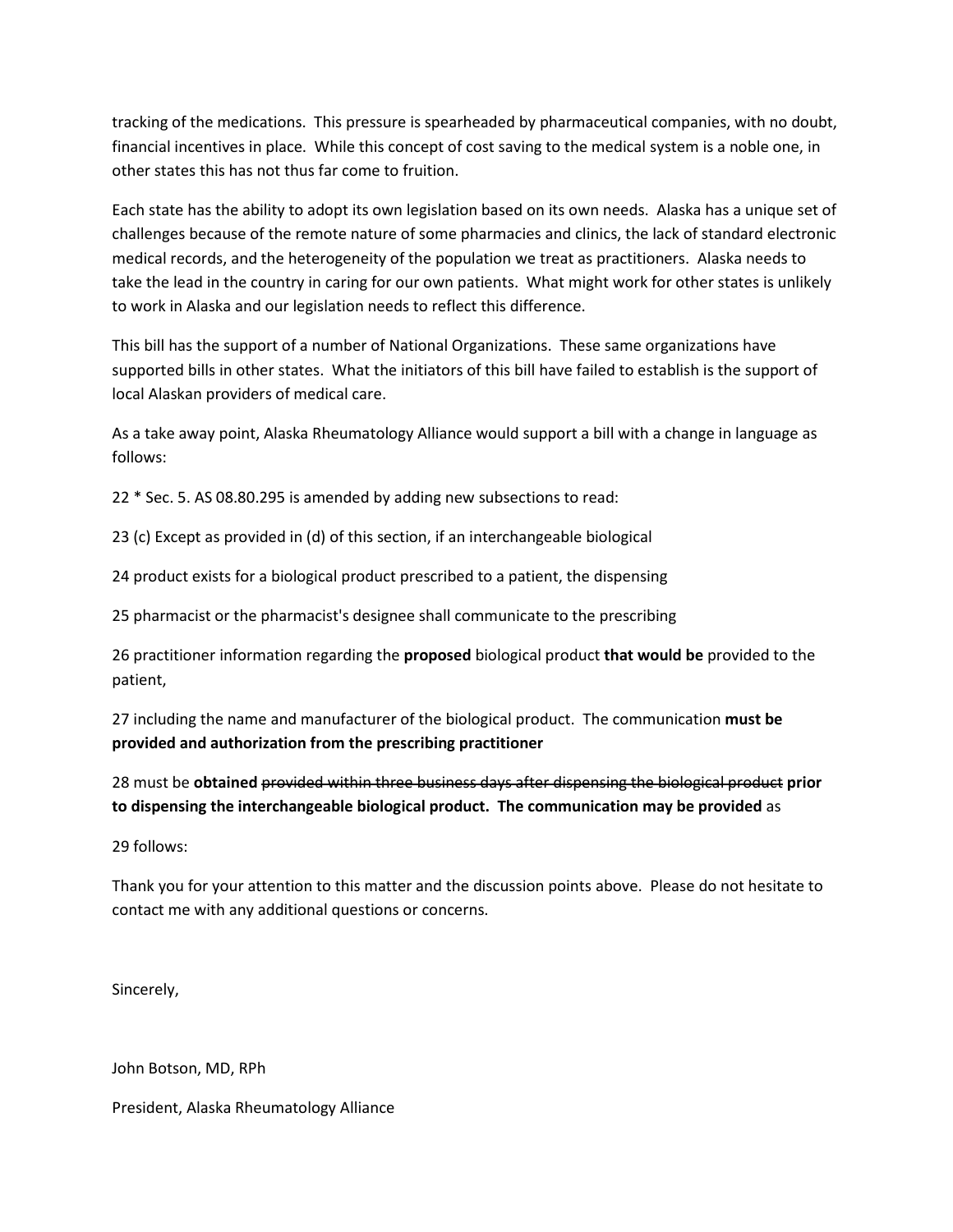tracking of the medications. This pressure is spearheaded by pharmaceutical companies, with no doubt, financial incentives in place. While this concept of cost saving to the medical system is a noble one, in other states this has not thus far come to fruition.

Each state has the ability to adopt its own legislation based on its own needs. Alaska has a unique set of challenges because of the remote nature of some pharmacies and clinics, the lack of standard electronic medical records, and the heterogeneity of the population we treat as practitioners. Alaska needs to take the lead in the country in caring for our own patients. What might work for other states is unlikely to work in Alaska and our legislation needs to reflect this difference.

This bill has the support of a number of National Organizations. These same organizations have supported bills in other states. What the initiators of this bill have failed to establish is the support of local Alaskan providers of medical care.

As a take away point, Alaska Rheumatology Alliance would support a bill with a change in language as follows:

22 * Sec. 5. AS 08.80.295 is amended by adding new subsections to read:

23 (c) Except as provided in (d) of this section, if an interchangeable biological

24 product exists for a biological product prescribed to a patient, the dispensing

25 pharmacist or the pharmacist's designee shall communicate to the prescribing

26 practitioner information regarding the **proposed** biological product **that would be** provided to the patient,

27 including the name and manufacturer of the biological product. The communication **must be provided and authorization from the prescribing practitioner**

28 must be **obtained** ~~provided within three business days after dispensing the biological product~~ **prior to dispensing the interchangeable biological product. The communication may be provided** as

29 follows:

Thank you for your attention to this matter and the discussion points above. Please do not hesitate to contact me with any additional questions or concerns.

Sincerely,

John Botson, MD, RPh

President, Alaska Rheumatology Alliance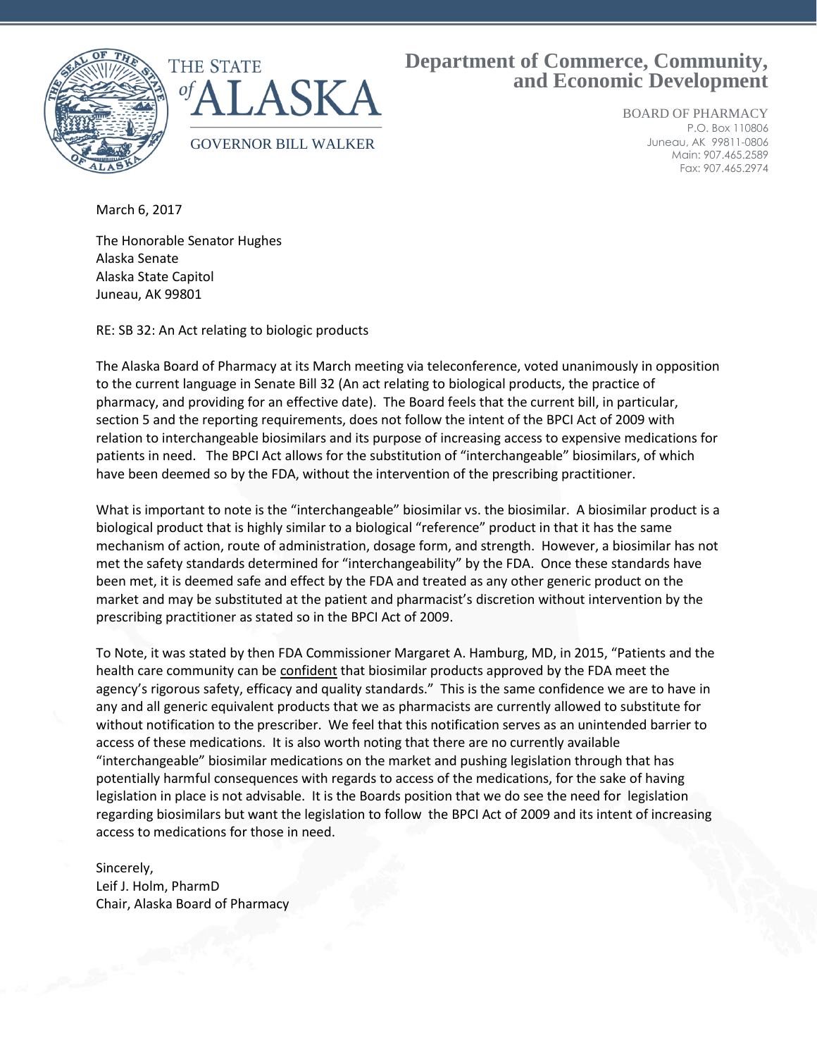THE STATE of ALASKA

GOVERNOR BILL WALKER

# Department of Commerce, Community, and Economic Development

BOARD OF PHARMACY
P.O. Box 110806
Juneau, AK 99811-0806
Main: 907.465.2589
Fax: 907.465.2974

March 6, 2017

The Honorable Senator Hughes
Alaska Senate
Alaska State Capitol
Juneau, AK 99801

RE: SB 32: An Act relating to biologic products

The Alaska Board of Pharmacy at its March meeting via teleconference, voted unanimously in opposition to the current language in Senate Bill 32 (An act relating to biological products, the practice of pharmacy, and providing for an effective date). The Board feels that the current bill, in particular, section 5 and the reporting requirements, does not follow the intent of the BPCI Act of 2009 with relation to interchangeable biosimilars and its purpose of increasing access to expensive medications for patients in need. The BPCI Act allows for the substitution of "interchangeable" biosimilars, of which have been deemed so by the FDA, without the intervention of the prescribing practitioner.

What is important to note is the "interchangeable" biosimilar vs. the biosimilar. A biosimilar product is a biological product that is highly similar to a biological "reference" product in that it has the same mechanism of action, route of administration, dosage form, and strength. However, a biosimilar has not met the safety standards determined for "interchangeability" by the FDA. Once these standards have been met, it is deemed safe and effect by the FDA and treated as any other generic product on the market and may be substituted at the patient and pharmacist's discretion without intervention by the prescribing practitioner as stated so in the BPCI Act of 2009.

To Note, it was stated by then FDA Commissioner Margaret A. Hamburg, MD, in 2015, "Patients and the health care community can be confident that biosimilar products approved by the FDA meet the agency's rigorous safety, efficacy and quality standards." This is the same confidence we are to have in any and all generic equivalent products that we as pharmacists are currently allowed to substitute for without notification to the prescriber. We feel that this notification serves as an unintended barrier to access of these medications. It is also worth noting that there are no currently available "interchangeable" biosimilar medications on the market and pushing legislation through that has potentially harmful consequences with regards to access of the medications, for the sake of having legislation in place is not advisable. It is the Boards position that we do see the need for legislation regarding biosimilars but want the legislation to follow the BPCI Act of 2009 and its intent of increasing access to medications for those in need.

Sincerely,
Leif J. Holm, PharmD
Chair, Alaska Board of Pharmacy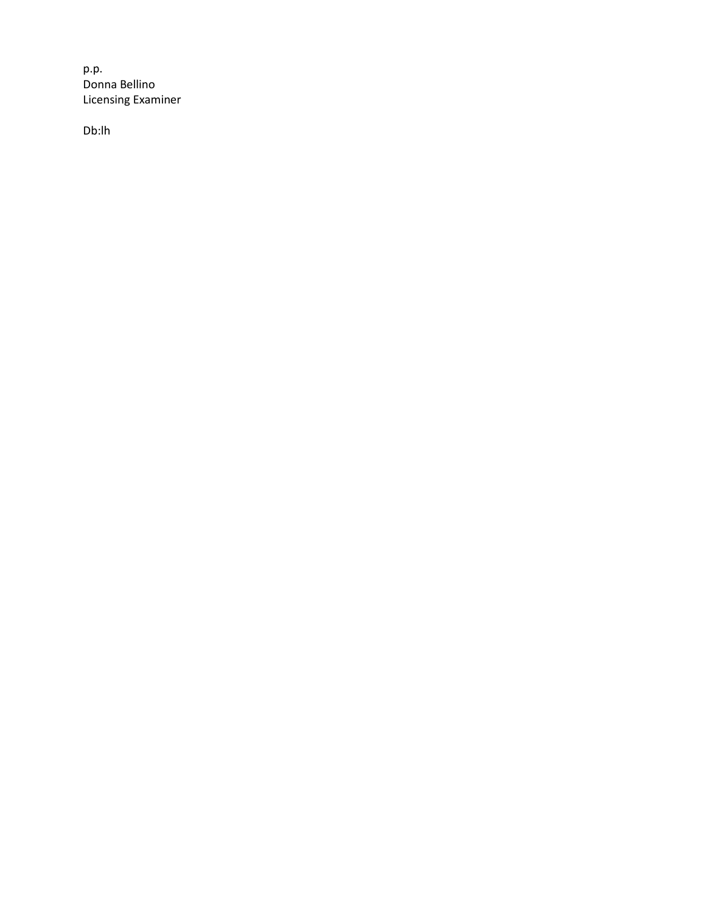p.p.
Donna Bellino
Licensing Examiner

Db:lh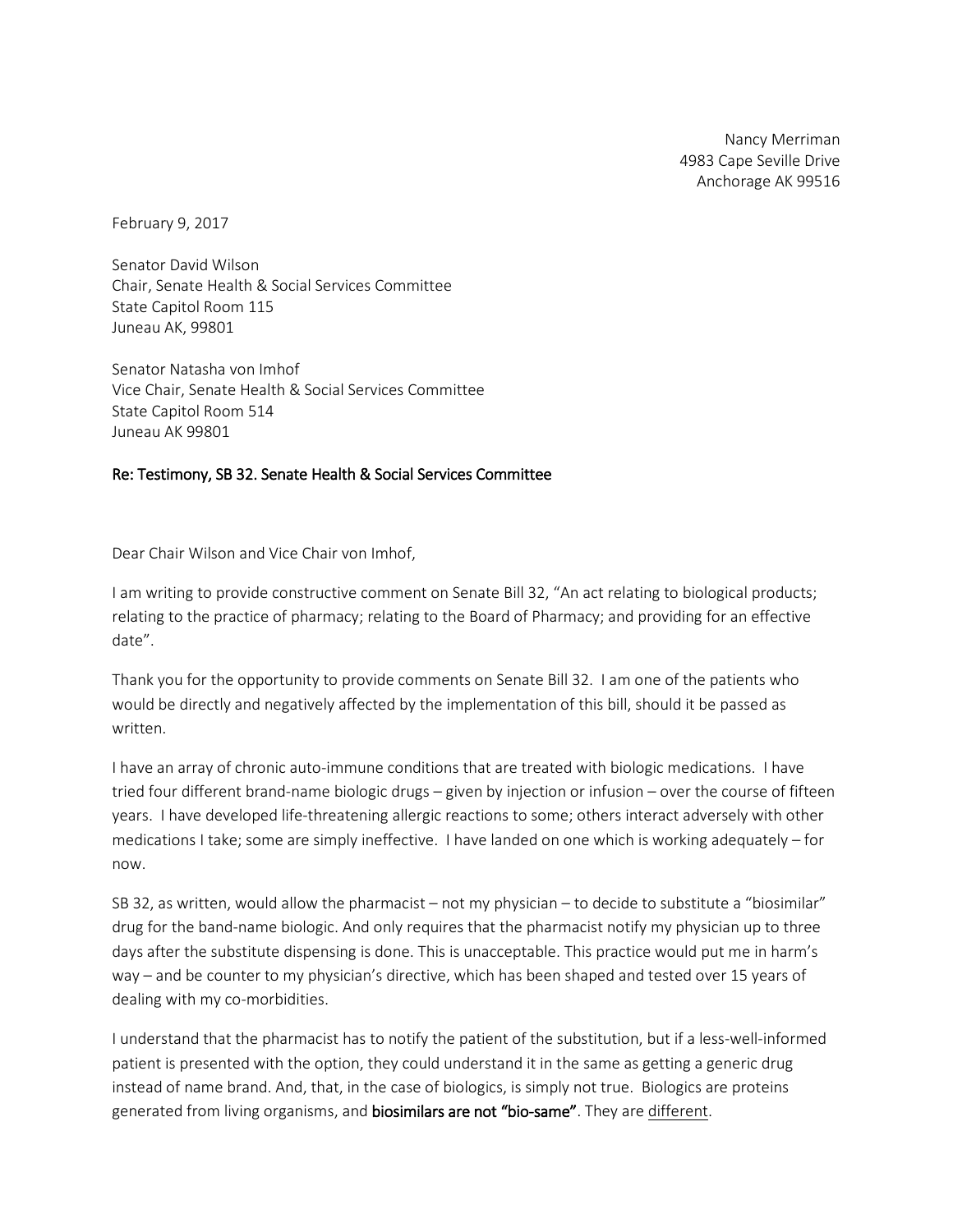Nancy Merriman
4983 Cape Seville Drive
Anchorage AK 99516

February 9, 2017

Senator David Wilson
Chair, Senate Health & Social Services Committee
State Capitol Room 115
Juneau AK, 99801

Senator Natasha von Imhof
Vice Chair, Senate Health & Social Services Committee
State Capitol Room 514
Juneau AK 99801

Re: Testimony, SB 32. Senate Health & Social Services Committee

Dear Chair Wilson and Vice Chair von Imhof,

I am writing to provide constructive comment on Senate Bill 32, "An act relating to biological products; relating to the practice of pharmacy; relating to the Board of Pharmacy; and providing for an effective date".

Thank you for the opportunity to provide comments on Senate Bill 32. I am one of the patients who would be directly and negatively affected by the implementation of this bill, should it be passed as written.

I have an array of chronic auto-immune conditions that are treated with biologic medications. I have tried four different brand-name biologic drugs – given by injection or infusion – over the course of fifteen years. I have developed life-threatening allergic reactions to some; others interact adversely with other medications I take; some are simply ineffective. I have landed on one which is working adequately – for now.

SB 32, as written, would allow the pharmacist – not my physician – to decide to substitute a "biosimilar" drug for the band-name biologic. And only requires that the pharmacist notify my physician up to three days after the substitute dispensing is done. This is unacceptable. This practice would put me in harm's way – and be counter to my physician's directive, which has been shaped and tested over 15 years of dealing with my co-morbidities.

I understand that the pharmacist has to notify the patient of the substitution, but if a less-well-informed patient is presented with the option, they could understand it in the same as getting a generic drug instead of name brand. And, that, in the case of biologics, is simply not true. Biologics are proteins generated from living organisms, and **biosimilars are not "bio-same"**. They are <u>different</u>.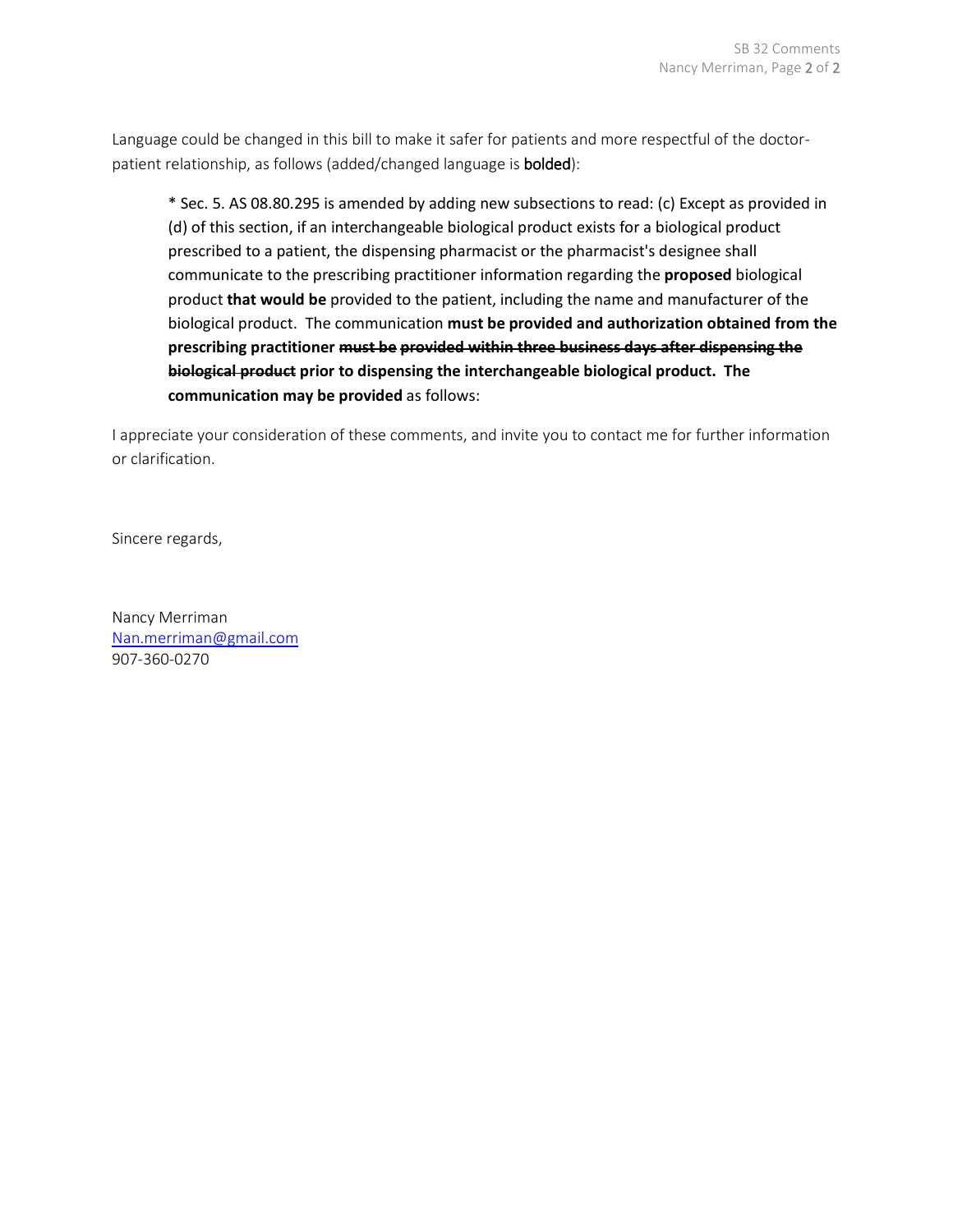Language could be changed in this bill to make it safer for patients and more respectful of the doctor-patient relationship, as follows (added/changed language is **bolded**):

> * Sec. 5. AS 08.80.295 is amended by adding new subsections to read: (c) Except as provided in (d) of this section, if an interchangeable biological product exists for a biological product prescribed to a patient, the dispensing pharmacist or the pharmacist's designee shall communicate to the prescribing practitioner information regarding the **proposed** biological product **that would be** provided to the patient, including the name and manufacturer of the biological product. The communication **must be provided and authorization obtained from the prescribing practitioner** ~~**must be**~~ ~~**provided within three business days after dispensing the biological product**~~ **prior to dispensing the interchangeable biological product. The communication may be provided** as follows:

I appreciate your consideration of these comments, and invite you to contact me for further information or clarification.

Sincere regards,

Nancy Merriman
[Nan.merriman@gmail.com](mailto:Nan.merriman@gmail.com)
907-360-0270